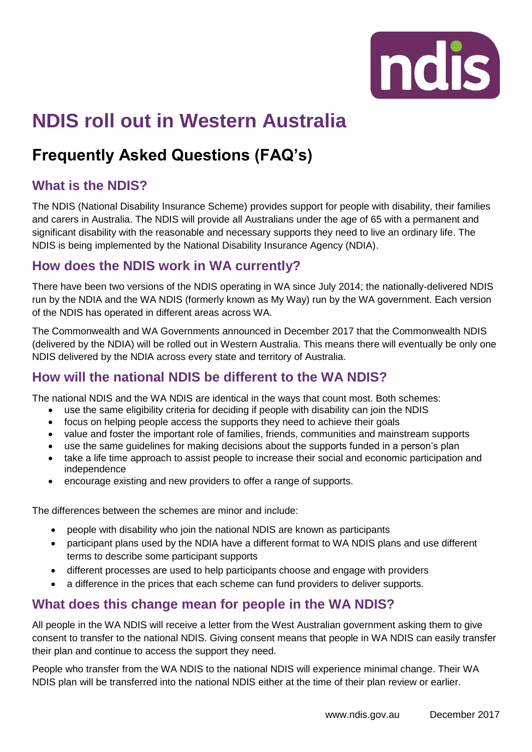# NDIS roll out in Western Australia

## Frequently Asked Questions (FAQ's)

### What is the NDIS?

The NDIS (National Disability Insurance Scheme) provides support for people with disability, their families and carers in Australia. The NDIS will provide all Australians under the age of 65 with a permanent and significant disability with the reasonable and necessary supports they need to live an ordinary life. The NDIS is being implemented by the National Disability Insurance Agency (NDIA).

### How does the NDIS work in WA currently?

There have been two versions of the NDIS operating in WA since July 2014; the nationally-delivered NDIS run by the NDIA and the WA NDIS (formerly known as My Way) run by the WA government. Each version of the NDIS has operated in different areas across WA.

The Commonwealth and WA Governments announced in December 2017 that the Commonwealth NDIS (delivered by the NDIA) will be rolled out in Western Australia. This means there will eventually be only one NDIS delivered by the NDIA across every state and territory of Australia.

### How will the national NDIS be different to the WA NDIS?

The national NDIS and the WA NDIS are identical in the ways that count most. Both schemes:

- use the same eligibility criteria for deciding if people with disability can join the NDIS
- focus on helping people access the supports they need to achieve their goals
- value and foster the important role of families, friends, communities and mainstream supports
- use the same guidelines for making decisions about the supports funded in a person's plan
- take a life time approach to assist people to increase their social and economic participation and independence
- encourage existing and new providers to offer a range of supports.

The differences between the schemes are minor and include:

- people with disability who join the national NDIS are known as participants
- participant plans used by the NDIA have a different format to WA NDIS plans and use different terms to describe some participant supports
- different processes are used to help participants choose and engage with providers
- a difference in the prices that each scheme can fund providers to deliver supports.

### What does this change mean for people in the WA NDIS?

All people in the WA NDIS will receive a letter from the West Australian government asking them to give consent to transfer to the national NDIS. Giving consent means that people in WA NDIS can easily transfer their plan and continue to access the support they need.

People who transfer from the WA NDIS to the national NDIS will experience minimal change. Their WA NDIS plan will be transferred into the national NDIS either at the time of their plan review or earlier.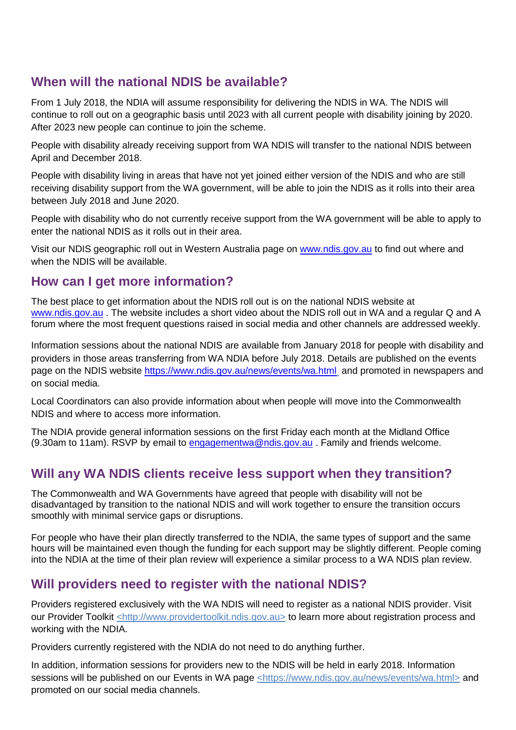## When will the national NDIS be available?

From 1 July 2018, the NDIA will assume responsibility for delivering the NDIS in WA. The NDIS will continue to roll out on a geographic basis until 2023 with all current people with disability joining by 2020. After 2023 new people can continue to join the scheme.

People with disability already receiving support from WA NDIS will transfer to the national NDIS between April and December 2018.

People with disability living in areas that have not yet joined either version of the NDIS and who are still receiving disability support from the WA government, will be able to join the NDIS as it rolls into their area between July 2018 and June 2020.

People with disability who do not currently receive support from the WA government will be able to apply to enter the national NDIS as it rolls out in their area.

Visit our NDIS geographic roll out in Western Australia page on [www.ndis.gov.au](http://www.ndis.gov.au) to find out where and when the NDIS will be available.

## How can I get more information?

The best place to get information about the NDIS roll out is on the national NDIS website at [www.ndis.gov.au](http://www.ndis.gov.au) . The website includes a short video about the NDIS roll out in WA and a regular Q and A forum where the most frequent questions raised in social media and other channels are addressed weekly.

Information sessions about the national NDIS are available from January 2018 for people with disability and providers in those areas transferring from WA NDIA before July 2018. Details are published on the events page on the NDIS website [https://www.ndis.gov.au/news/events/wa.html](https://www.ndis.gov.au/news/events/wa.html) and promoted in newspapers and on social media.

Local Coordinators can also provide information about when people will move into the Commonwealth NDIS and where to access more information.

The NDIA provide general information sessions on the first Friday each month at the Midland Office (9.30am to 11am). RSVP by email to [engagementwa@ndis.gov.au](mailto:engagementwa@ndis.gov.au) . Family and friends welcome.

## Will any WA NDIS clients receive less support when they transition?

The Commonwealth and WA Governments have agreed that people with disability will not be disadvantaged by transition to the national NDIS and will work together to ensure the transition occurs smoothly with minimal service gaps or disruptions.

For people who have their plan directly transferred to the NDIA, the same types of support and the same hours will be maintained even though the funding for each support may be slightly different. People coming into the NDIA at the time of their plan review will experience a similar process to a WA NDIS plan review.

## Will providers need to register with the national NDIS?

Providers registered exclusively with the WA NDIS will need to register as a national NDIS provider. Visit our Provider Toolkit <http://www.providertoolkit.ndis.gov.au> to learn more about registration process and working with the NDIA.

Providers currently registered with the NDIA do not need to do anything further.

In addition, information sessions for providers new to the NDIS will be held in early 2018. Information sessions will be published on our Events in WA page <https://www.ndis.gov.au/news/events/wa.html> and promoted on our social media channels.